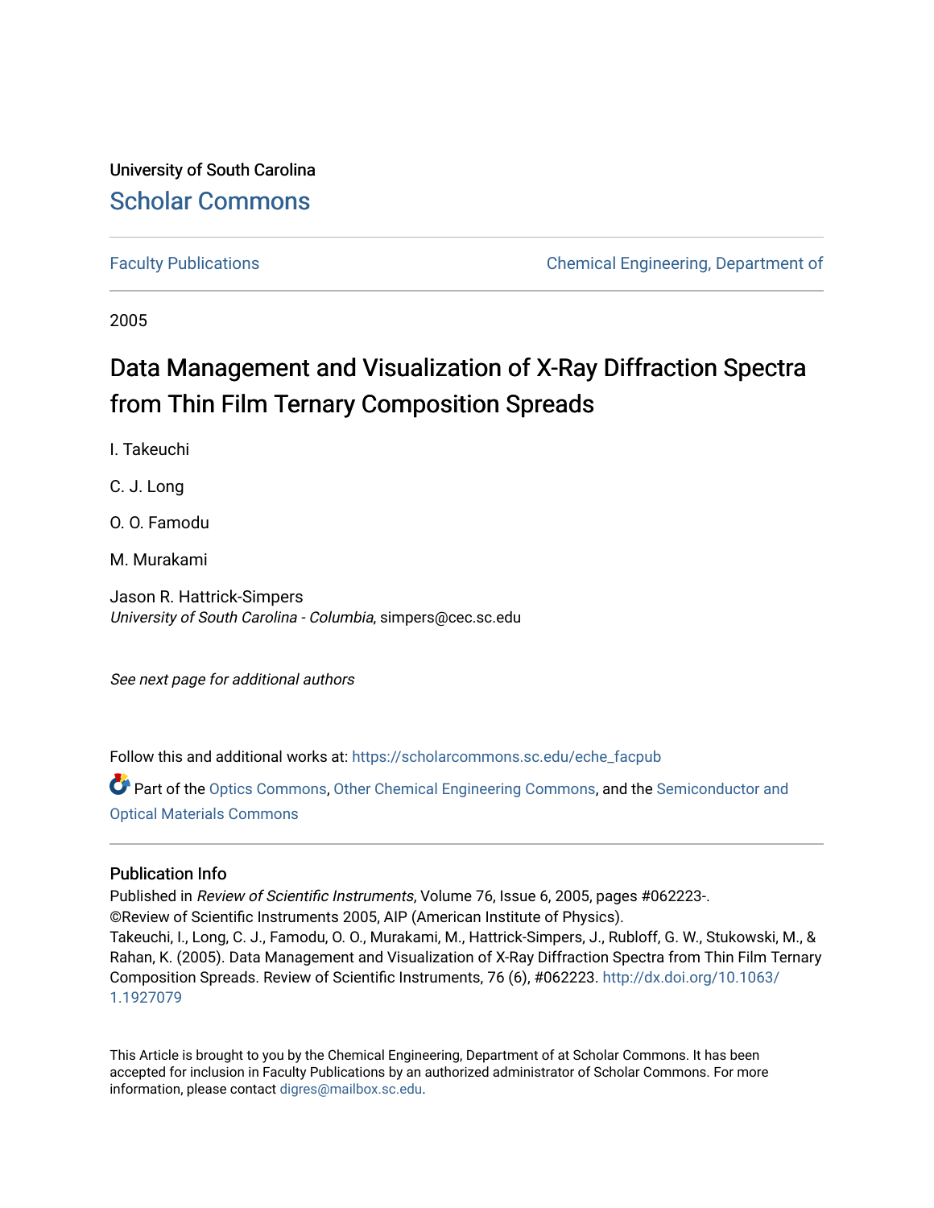University of South Carolina

# Scholar Commons

Faculty Publications | Chemical Engineering, Department of

2005

# Data Management and Visualization of X-Ray Diffraction Spectra from Thin Film Ternary Composition Spreads

I. Takeuchi

C. J. Long

O. O. Famodu

M. Murakami

Jason R. Hattrick-Simpers
*University of South Carolina - Columbia*, simpers@cec.sc.edu

*See next page for additional authors*

Follow this and additional works at: https://scholarcommons.sc.edu/eche_facpub

Part of the Optics Commons, Other Chemical Engineering Commons, and the Semiconductor and Optical Materials Commons

## Publication Info

Published in *Review of Scientific Instruments*, Volume 76, Issue 6, 2005, pages #062223-.
©Review of Scientific Instruments 2005, AIP (American Institute of Physics).
Takeuchi, I., Long, C. J., Famodu, O. O., Murakami, M., Hattrick-Simpers, J., Rubloff, G. W., Stukowski, M., & Rahan, K. (2005). Data Management and Visualization of X-Ray Diffraction Spectra from Thin Film Ternary Composition Spreads. Review of Scientific Instruments, 76 (6), #062223. http://dx.doi.org/10.1063/1.1927079

This Article is brought to you by the Chemical Engineering, Department of at Scholar Commons. It has been accepted for inclusion in Faculty Publications by an authorized administrator of Scholar Commons. For more information, please contact digres@mailbox.sc.edu.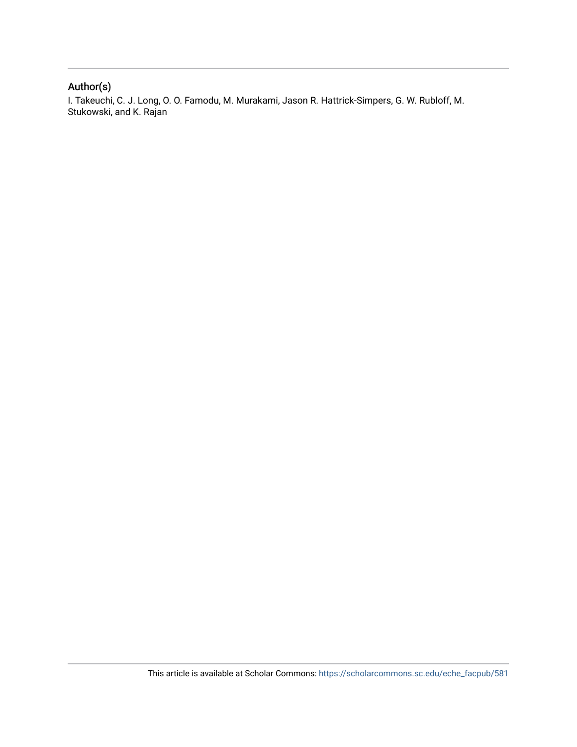## Author(s)

I. Takeuchi, C. J. Long, O. O. Famodu, M. Murakami, Jason R. Hattrick-Simpers, G. W. Rubloff, M. Stukowski, and K. Rajan

This article is available at Scholar Commons: https://scholarcommons.sc.edu/eche_facpub/581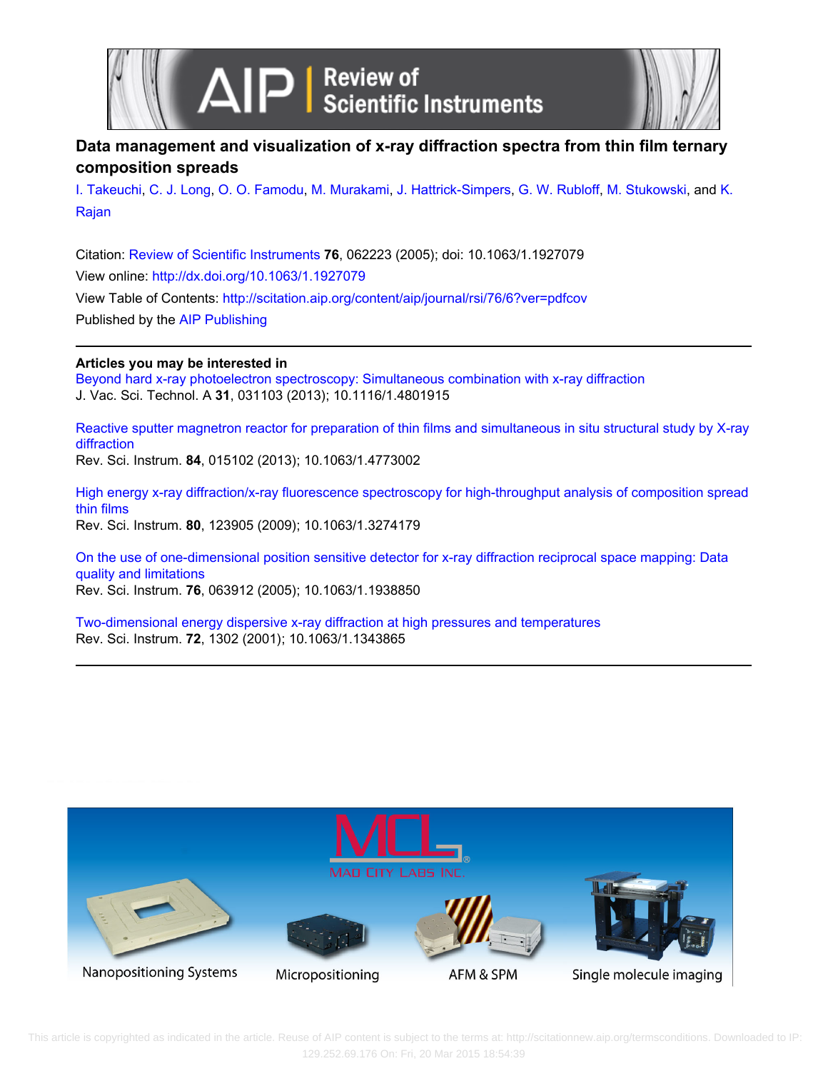# Data management and visualization of x-ray diffraction spectra from thin film ternary composition spreads

I. Takeuchi, C. J. Long, O. O. Famodu, M. Murakami, J. Hattrick-Simpers, G. W. Rubloff, M. Stukowski, and K. Rajan

Citation: Review of Scientific Instruments **76**, 062223 (2005); doi: 10.1063/1.1927079

View online: http://dx.doi.org/10.1063/1.1927079

View Table of Contents: http://scitation.aip.org/content/aip/journal/rsi/76/6?ver=pdfcov

Published by the AIP Publishing

**Articles you may be interested in**

Beyond hard x-ray photoelectron spectroscopy: Simultaneous combination with x-ray diffraction
J. Vac. Sci. Technol. A **31**, 031103 (2013); 10.1116/1.4801915

Reactive sputter magnetron reactor for preparation of thin films and simultaneous in situ structural study by X-ray diffraction
Rev. Sci. Instrum. **84**, 015102 (2013); 10.1063/1.4773002

High energy x-ray diffraction/x-ray fluorescence spectroscopy for high-throughput analysis of composition spread thin films
Rev. Sci. Instrum. **80**, 123905 (2009); 10.1063/1.3274179

On the use of one-dimensional position sensitive detector for x-ray diffraction reciprocal space mapping: Data quality and limitations
Rev. Sci. Instrum. **76**, 063912 (2005); 10.1063/1.1938850

Two-dimensional energy dispersive x-ray diffraction at high pressures and temperatures
Rev. Sci. Instrum. **72**, 1302 (2001); 10.1063/1.1343865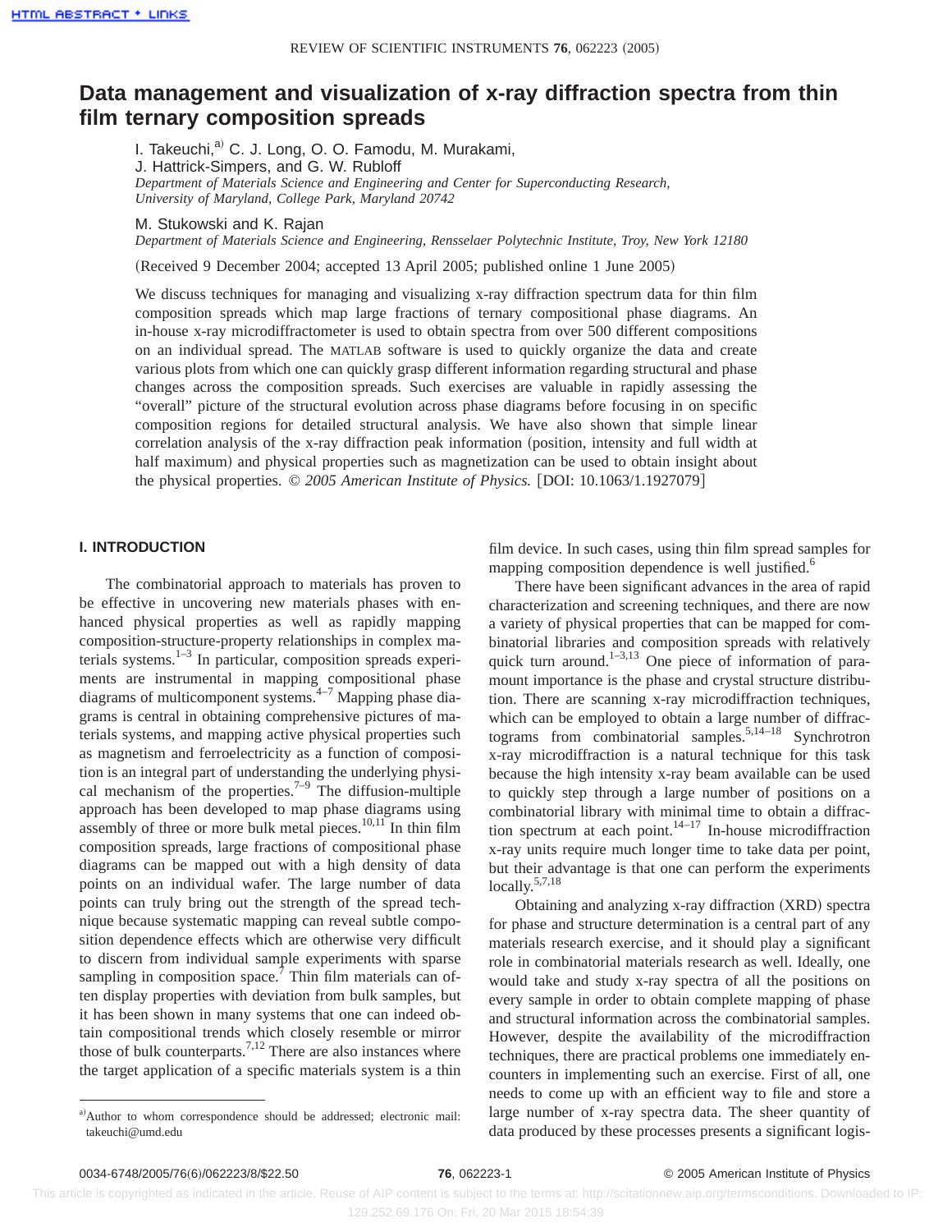# Data management and visualization of x-ray diffraction spectra from thin film ternary composition spreads

I. Takeuchi,[a] C. J. Long, O. O. Famodu, M. Murakami, J. Hattrick-Simpers, and G. W. Rubloff
*Department of Materials Science and Engineering and Center for Superconducting Research, University of Maryland, College Park, Maryland 20742*

M. Stukowski and K. Rajan
*Department of Materials Science and Engineering, Rensselaer Polytechnic Institute, Troy, New York 12180*

(Received 9 December 2004; accepted 13 April 2005; published online 1 June 2005)

We discuss techniques for managing and visualizing x-ray diffraction spectrum data for thin film composition spreads which map large fractions of ternary compositional phase diagrams. An in-house x-ray microdiffractometer is used to obtain spectra from over 500 different compositions on an individual spread. The MATLAB software is used to quickly organize the data and create various plots from which one can quickly grasp different information regarding structural and phase changes across the composition spreads. Such exercises are valuable in rapidly assessing the "overall" picture of the structural evolution across phase diagrams before focusing in on specific composition regions for detailed structural analysis. We have also shown that simple linear correlation analysis of the x-ray diffraction peak information (position, intensity and full width at half maximum) and physical properties such as magnetization can be used to obtain insight about the physical properties. © *2005 American Institute of Physics.* [DOI: 10.1063/1.1927079]

## I. INTRODUCTION

The combinatorial approach to materials has proven to be effective in uncovering new materials phases with enhanced physical properties as well as rapidly mapping composition-structure-property relationships in complex materials systems.[1–3] In particular, composition spreads experiments are instrumental in mapping compositional phase diagrams of multicomponent systems.[4–7] Mapping phase diagrams is central in obtaining comprehensive pictures of materials systems, and mapping active physical properties such as magnetism and ferroelectricity as a function of composition is an integral part of understanding the underlying physical mechanism of the properties.[7–9] The diffusion-multiple approach has been developed to map phase diagrams using assembly of three or more bulk metal pieces.[10,11] In thin film composition spreads, large fractions of compositional phase diagrams can be mapped out with a high density of data points on an individual wafer. The large number of data points can truly bring out the strength of the spread technique because systematic mapping can reveal subtle composition dependence effects which are otherwise very difficult to discern from individual sample experiments with sparse sampling in composition space.[7] Thin film materials can often display properties with deviation from bulk samples, but it has been shown in many systems that one can indeed obtain compositional trends which closely resemble or mirror those of bulk counterparts.[7,12] There are also instances where the target application of a specific materials system is a thin film device. In such cases, using thin film spread samples for mapping composition dependence is well justified.[6]

There have been significant advances in the area of rapid characterization and screening techniques, and there are now a variety of physical properties that can be mapped for combinatorial libraries and composition spreads with relatively quick turn around.[1–3,13] One piece of information of paramount importance is the phase and crystal structure distribution. There are scanning x-ray microdiffraction techniques, which can be employed to obtain a large number of diffractograms from combinatorial samples.[5,14–18] Synchrotron x-ray microdiffraction is a natural technique for this task because the high intensity x-ray beam available can be used to quickly step through a large number of positions on a combinatorial library with minimal time to obtain a diffraction spectrum at each point.[14–17] In-house microdiffraction x-ray units require much longer time to take data per point, but their advantage is that one can perform the experiments locally.[5,7,18]

Obtaining and analyzing x-ray diffraction (XRD) spectra for phase and structure determination is a central part of any materials research exercise, and it should play a significant role in combinatorial materials research as well. Ideally, one would take and study x-ray spectra of all the positions on every sample in order to obtain complete mapping of phase and structural information across the combinatorial samples. However, despite the availability of the microdiffraction techniques, there are practical problems one immediately encounters in implementing such an exercise. First of all, one needs to come up with an efficient way to file and store a large number of x-ray spectra data. The sheer quantity of data produced by these processes presents a significant logis-

[a]Author to whom correspondence should be addressed; electronic mail: takeuchi@umd.edu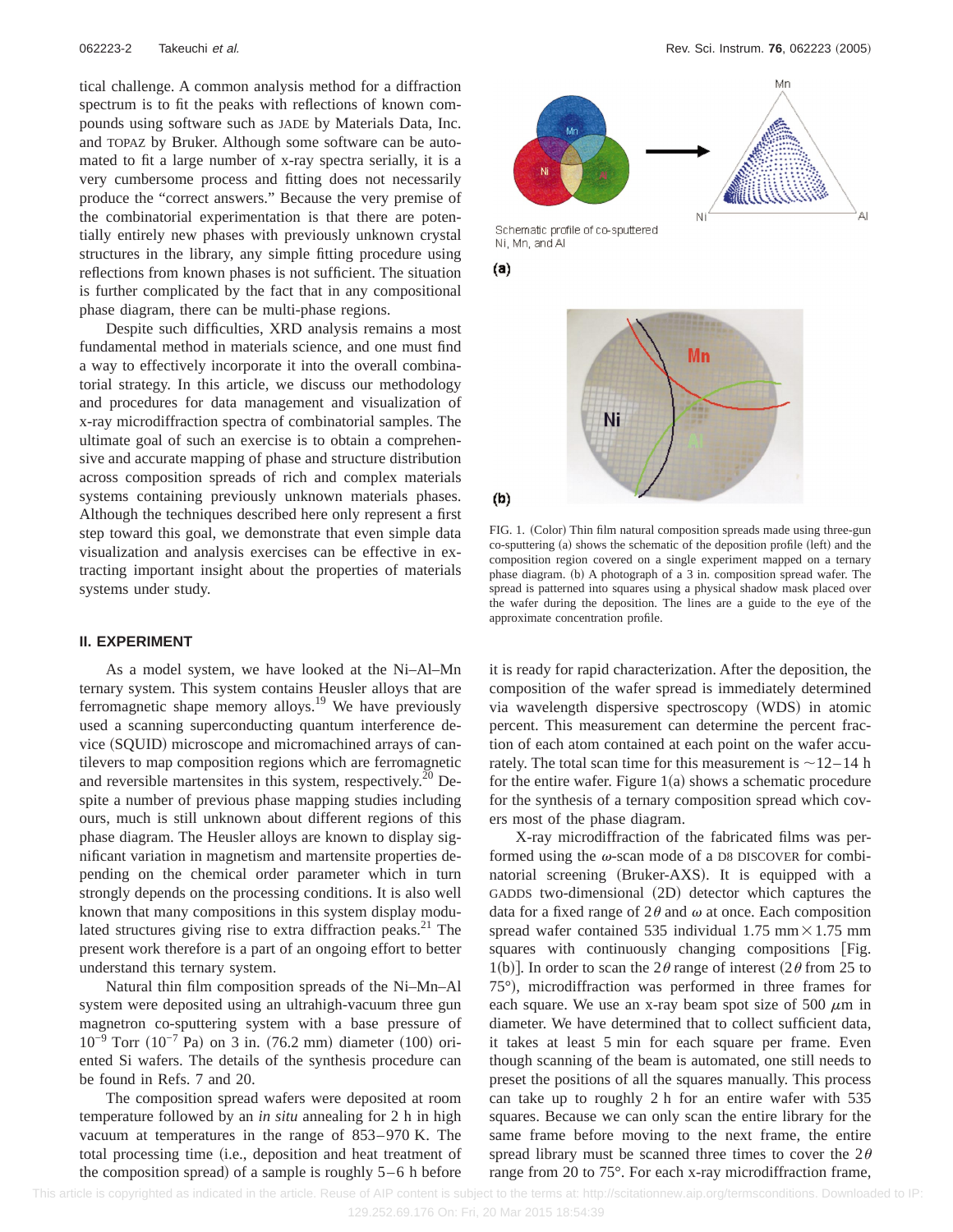tical challenge. A common analysis method for a diffraction spectrum is to fit the peaks with reflections of known compounds using software such as JADE by Materials Data, Inc. and TOPAZ by Bruker. Although some software can be automated to fit a large number of x-ray spectra serially, it is a very cumbersome process and fitting does not necessarily produce the "correct answers." Because the very premise of the combinatorial experimentation is that there are potentially entirely new phases with previously unknown crystal structures in the library, any simple fitting procedure using reflections from known phases is not sufficient. The situation is further complicated by the fact that in any compositional phase diagram, there can be multi-phase regions.

Despite such difficulties, XRD analysis remains a most fundamental method in materials science, and one must find a way to effectively incorporate it into the overall combinatorial strategy. In this article, we discuss our methodology and procedures for data management and visualization of x-ray microdiffraction spectra of combinatorial samples. The ultimate goal of such an exercise is to obtain a comprehensive and accurate mapping of phase and structure distribution across composition spreads of rich and complex materials systems containing previously unknown materials phases. Although the techniques described here only represent a first step toward this goal, we demonstrate that even simple data visualization and analysis exercises can be effective in extracting important insight about the properties of materials systems under study.

## II. EXPERIMENT

As a model system, we have looked at the Ni–Al–Mn ternary system. This system contains Heusler alloys that are ferromagnetic shape memory alloys.[19] We have previously used a scanning superconducting quantum interference device (SQUID) microscope and micromachined arrays of cantilevers to map composition regions which are ferromagnetic and reversible martensites in this system, respectively.[20] Despite a number of previous phase mapping studies including ours, much is still unknown about different regions of this phase diagram. The Heusler alloys are known to display significant variation in magnetism and martensite properties depending on the chemical order parameter which in turn strongly depends on the processing conditions. It is also well known that many compositions in this system display modulated structures giving rise to extra diffraction peaks.[21] The present work therefore is a part of an ongoing effort to better understand this ternary system.

Natural thin film composition spreads of the Ni–Mn–Al system were deposited using an ultrahigh-vacuum three gun magnetron co-sputtering system with a base pressure of $10^{-9}$ Torr ($10^{-7}$ Pa) on 3 in. (76.2 mm) diameter (100) oriented Si wafers. The details of the synthesis procedure can be found in Refs. 7 and 20.

The composition spread wafers were deposited at room temperature followed by an *in situ* annealing for 2 h in high vacuum at temperatures in the range of 853–970 K. The total processing time (i.e., deposition and heat treatment of the composition spread) of a sample is roughly 5–6 h before it is ready for rapid characterization. After the deposition, the composition of the wafer spread is immediately determined via wavelength dispersive spectroscopy (WDS) in atomic percent. This measurement can determine the percent fraction of each atom contained at each point on the wafer accurately. The total scan time for this measurement is ~12–14 h for the entire wafer. Figure 1(a) shows a schematic procedure for the synthesis of a ternary composition spread which covers most of the phase diagram.

FIG. 1. (Color) Thin film natural composition spreads made using three-gun co-sputtering (a) shows the schematic of the deposition profile (left) and the composition region covered on a single experiment mapped on a ternary phase diagram. (b) A photograph of a 3 in. composition spread wafer. The spread is patterned into squares using a physical shadow mask placed over the wafer during the deposition. The lines are a guide to the eye of the approximate concentration profile.

X-ray microdiffraction of the fabricated films was performed using the $\omega$-scan mode of a D8 DISCOVER for combinatorial screening (Bruker-AXS). It is equipped with a GADDS two-dimensional (2D) detector which captures the data for a fixed range of $2\theta$ and $\omega$ at once. Each composition spread wafer contained 535 individual 1.75 mm × 1.75 mm squares with continuously changing compositions [Fig. 1(b)]. In order to scan the $2\theta$ range of interest ($2\theta$ from 25 to 75°), microdiffraction was performed in three frames for each square. We use an x-ray beam spot size of 500 $\mu$m in diameter. We have determined that to collect sufficient data, it takes at least 5 min for each square per frame. Even though scanning of the beam is automated, one still needs to preset the positions of all the squares manually. This process can take up to roughly 2 h for an entire wafer with 535 squares. Because we can only scan the entire library for the same frame before moving to the next frame, the entire spread library must be scanned three times to cover the $2\theta$ range from 20 to 75°. For each x-ray microdiffraction frame,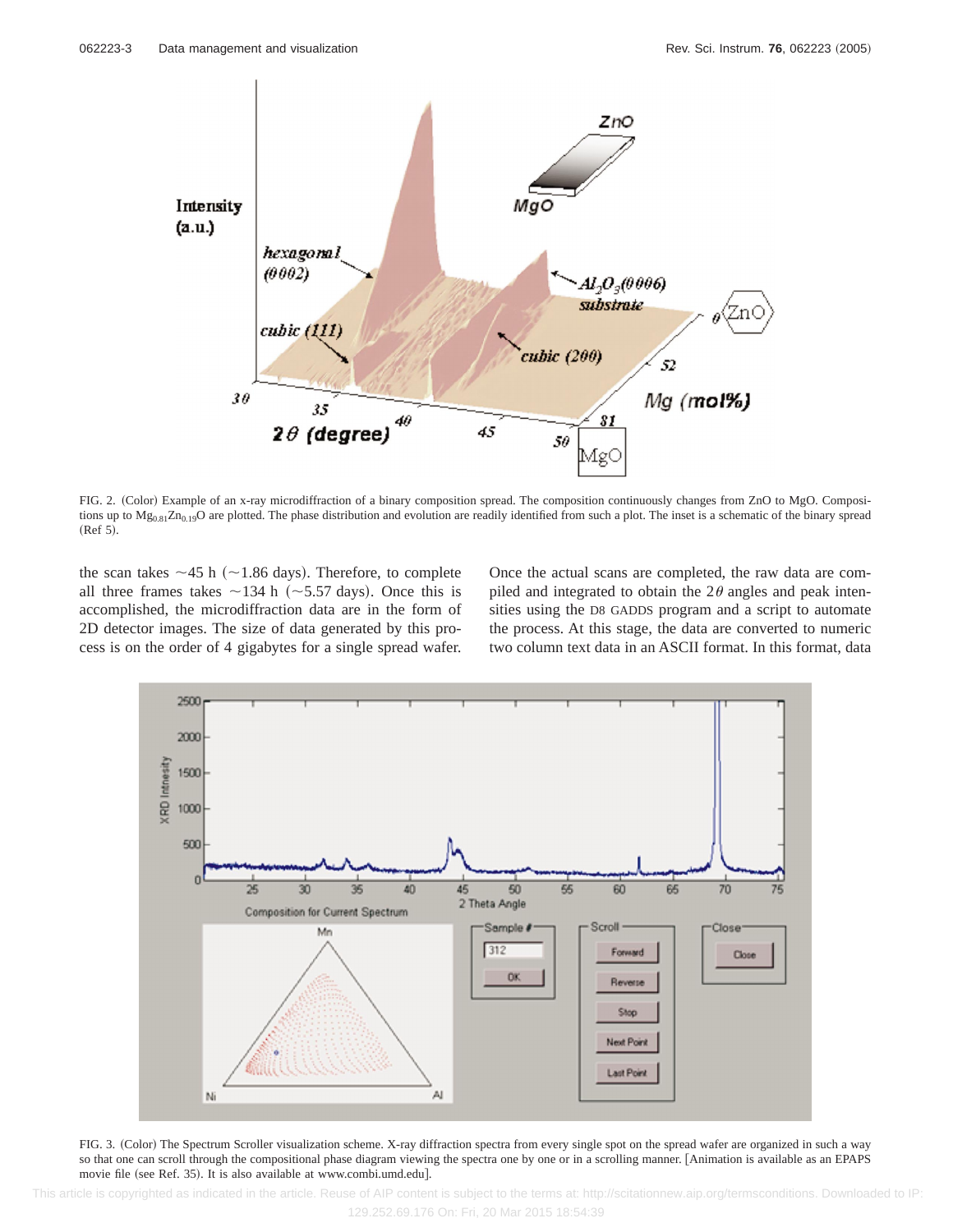FIG. 2. (Color) Example of an x-ray microdiffraction of a binary composition spread. The composition continuously changes from ZnO to MgO. Compositions up to $Mg_{0.81}Zn_{0.19}O$ are plotted. The phase distribution and evolution are readily identified from such a plot. The inset is a schematic of the binary spread (Ref 5).

the scan takes ~45 h (~1.86 days). Therefore, to complete all three frames takes ~134 h (~5.57 days). Once this is accomplished, the microdiffraction data are in the form of 2D detector images. The size of data generated by this process is on the order of 4 gigabytes for a single spread wafer. Once the actual scans are completed, the raw data are compiled and integrated to obtain the $2\theta$ angles and peak intensities using the D8 GADDS program and a script to automate the process. At this stage, the data are converted to numeric two column text data in an ASCII format. In this format, data

FIG. 3. (Color) The Spectrum Scroller visualization scheme. X-ray diffraction spectra from every single spot on the spread wafer are organized in such a way so that one can scroll through the compositional phase diagram viewing the spectra one by one or in a scrolling manner. [Animation is available as an EPAPS movie file (see Ref. 35). It is also available at www.combi.umd.edu].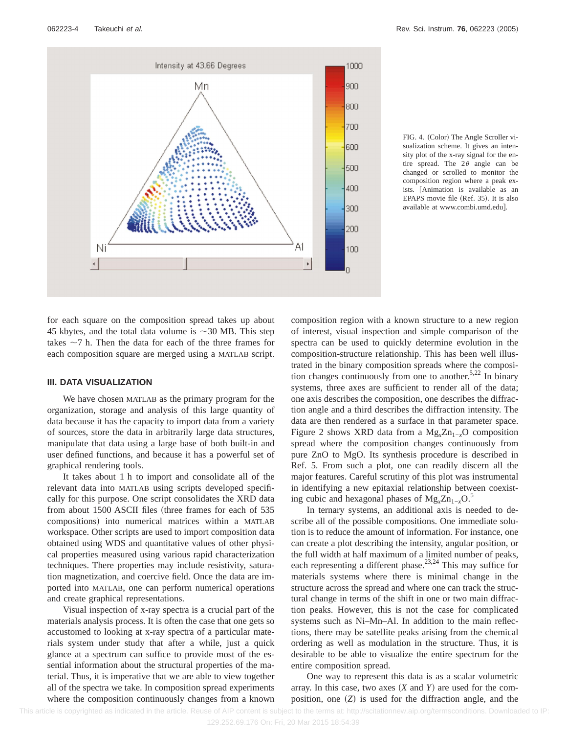Intensity at 43.66 Degrees

Mn

Ni

Al

1000
900
800
700
600
500
400
300
200
100
0

FIG. 4. (Color) The Angle Scroller visualization scheme. It gives an intensity plot of the x-ray signal for the entire spread. The $2\theta$ angle can be changed or scrolled to monitor the composition region where a peak exists. [Animation is available as an EPAPS movie file (Ref. 35). It is also available at www.combi.umd.edu].

for each square on the composition spread takes up about 45 kbytes, and the total data volume is ~30 MB. This step takes ~7 h. Then the data for each of the three frames for each composition square are merged using a MATLAB script.

## III. DATA VISUALIZATION

We have chosen MATLAB as the primary program for the organization, storage and analysis of this large quantity of data because it has the capacity to import data from a variety of sources, store the data in arbitrarily large data structures, manipulate that data using a large base of both built-in and user defined functions, and because it has a powerful set of graphical rendering tools.

It takes about 1 h to import and consolidate all of the relevant data into MATLAB using scripts developed specifically for this purpose. One script consolidates the XRD data from about 1500 ASCII files (three frames for each of 535 compositions) into numerical matrices within a MATLAB workspace. Other scripts are used to import composition data obtained using WDS and quantitative values of other physical properties measured using various rapid characterization techniques. There properties may include resistivity, saturation magnetization, and coercive field. Once the data are imported into MATLAB, one can perform numerical operations and create graphical representations.

Visual inspection of x-ray spectra is a crucial part of the materials analysis process. It is often the case that one gets so accustomed to looking at x-ray spectra of a particular materials system under study that after a while, just a quick glance at a spectrum can suffice to provide most of the essential information about the structural properties of the material. Thus, it is imperative that we are able to view together all of the spectra we take. In composition spread experiments where the composition continuously changes from a known composition region with a known structure to a new region of interest, visual inspection and simple comparison of the spectra can be used to quickly determine evolution in the composition-structure relationship. This has been well illustrated in the binary composition spreads where the composition changes continuously from one to another.[5,22] In binary systems, three axes are sufficient to render all of the data; one axis describes the composition, one describes the diffraction angle and a third describes the diffraction intensity. The data are then rendered as a surface in that parameter space. Figure 2 shows XRD data from a $Mg_xZn_{1-x}O$ composition spread where the composition changes continuously from pure ZnO to MgO. Its synthesis procedure is described in Ref. 5. From such a plot, one can readily discern all the major features. Careful scrutiny of this plot was instrumental in identifying a new epitaxial relationship between coexisting cubic and hexagonal phases of $Mg_xZn_{1-x}O$.[5]

In ternary systems, an additional axis is needed to describe all of the possible compositions. One immediate solution is to reduce the amount of information. For instance, one can create a plot describing the intensity, angular position, or the full width at half maximum of a limited number of peaks, each representing a different phase.[23,24] This may suffice for materials systems where there is minimal change in the structure across the spread and where one can track the structural change in terms of the shift in one or two main diffraction peaks. However, this is not the case for complicated systems such as Ni–Mn–Al. In addition to the main reflections, there may be satellite peaks arising from the chemical ordering as well as modulation in the structure. Thus, it is desirable to be able to visualize the entire spectrum for the entire composition spread.

One way to represent this data is as a scalar volumetric array. In this case, two axes ($X$ and $Y$) are used for the composition, one ($Z$) is used for the diffraction angle, and the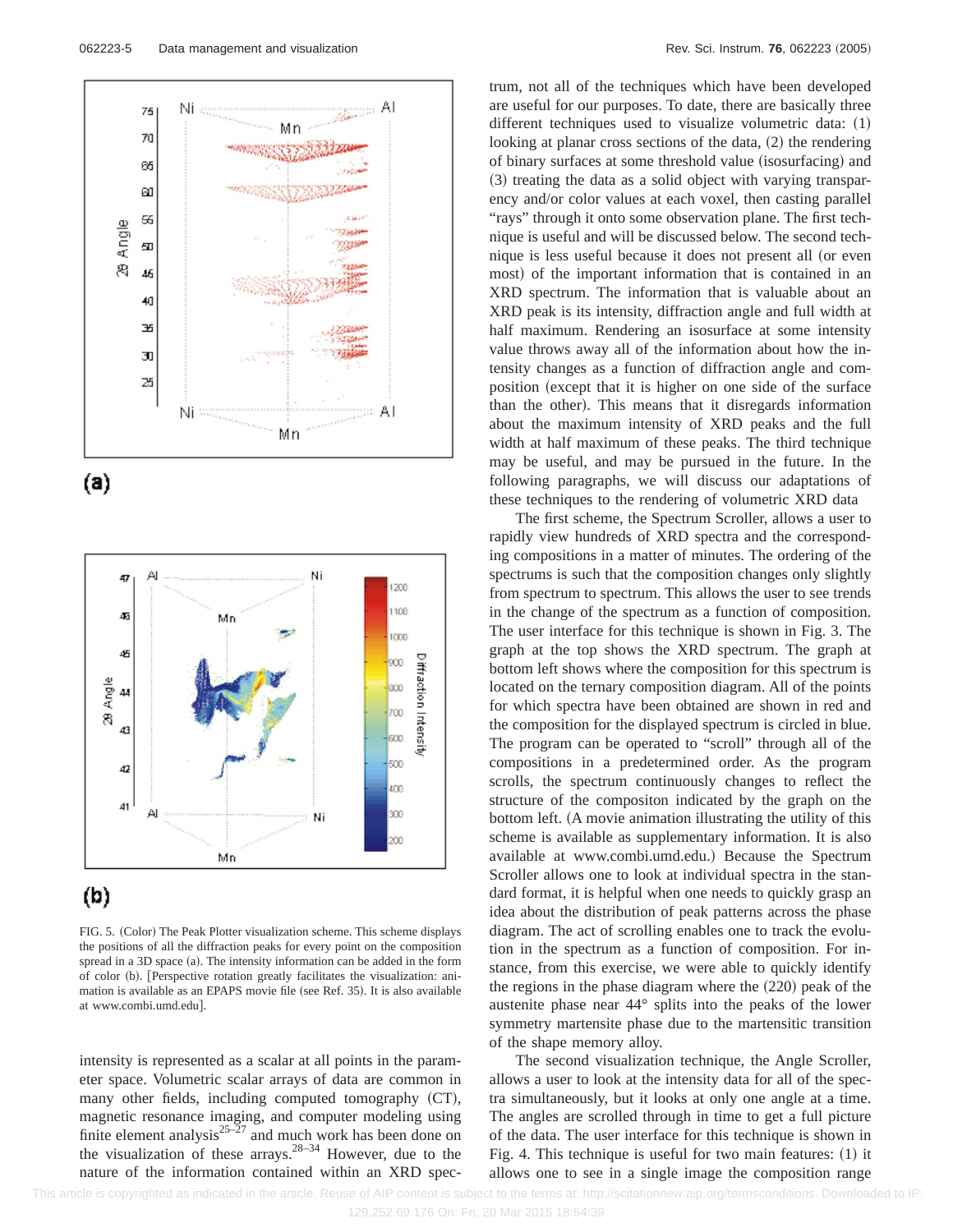FIG. 5. (Color) The Peak Plotter visualization scheme. This scheme displays the positions of all the diffraction peaks for every point on the composition spread in a 3D space (a). The intensity information can be added in the form of color (b). [Perspective rotation greatly facilitates the visualization: animation is available as an EPAPS movie file (see Ref. 35). It is also available at www.combi.umd.edu].

intensity is represented as a scalar at all points in the parameter space. Volumetric scalar arrays of data are common in many other fields, including computed tomography (CT), magnetic resonance imaging, and computer modeling using finite element analysis[25–27] and much work has been done on the visualization of these arrays.[28–34] However, due to the nature of the information contained within an XRD spectrum, not all of the techniques which have been developed are useful for our purposes. To date, there are basically three different techniques used to visualize volumetric data: (1) looking at planar cross sections of the data, (2) the rendering of binary surfaces at some threshold value (isosurfacing) and (3) treating the data as a solid object with varying transparency and/or color values at each voxel, then casting parallel "rays" through it onto some observation plane. The first technique is useful and will be discussed below. The second technique is less useful because it does not present all (or even most) of the important information that is contained in an XRD spectrum. The information that is valuable about an XRD peak is its intensity, diffraction angle and full width at half maximum. Rendering an isosurface at some intensity value throws away all of the information about how the intensity changes as a function of diffraction angle and composition (except that it is higher on one side of the surface than the other). This means that it disregards information about the maximum intensity of XRD peaks and the full width at half maximum of these peaks. The third technique may be useful, and may be pursued in the future. In the following paragraphs, we will discuss our adaptations of these techniques to the rendering of volumetric XRD data

The first scheme, the Spectrum Scroller, allows a user to rapidly view hundreds of XRD spectra and the corresponding compositions in a matter of minutes. The ordering of the spectrums is such that the composition changes only slightly from spectrum to spectrum. This allows the user to see trends in the change of the spectrum as a function of composition. The user interface for this technique is shown in Fig. 3. The graph at the top shows the XRD spectrum. The graph at bottom left shows where the composition for this spectrum is located on the ternary composition diagram. All of the points for which spectra have been obtained are shown in red and the composition for the displayed spectrum is circled in blue. The program can be operated to "scroll" through all of the compositions in a predetermined order. As the program scrolls, the spectrum continuously changes to reflect the structure of the compositon indicated by the graph on the bottom left. (A movie animation illustrating the utility of this scheme is available as supplementary information. It is also available at www.combi.umd.edu.) Because the Spectrum Scroller allows one to look at individual spectra in the standard format, it is helpful when one needs to quickly grasp an idea about the distribution of peak patterns across the phase diagram. The act of scrolling enables one to track the evolution in the spectrum as a function of composition. For instance, from this exercise, we were able to quickly identify the regions in the phase diagram where the (220) peak of the austenite phase near 44° splits into the peaks of the lower symmetry martensite phase due to the martensitic transition of the shape memory alloy.

The second visualization technique, the Angle Scroller, allows a user to look at the intensity data for all of the spectra simultaneously, but it looks at only one angle at a time. The angles are scrolled through in time to get a full picture of the data. The user interface for this technique is shown in Fig. 4. This technique is useful for two main features: (1) it allows one to see in a single image the composition range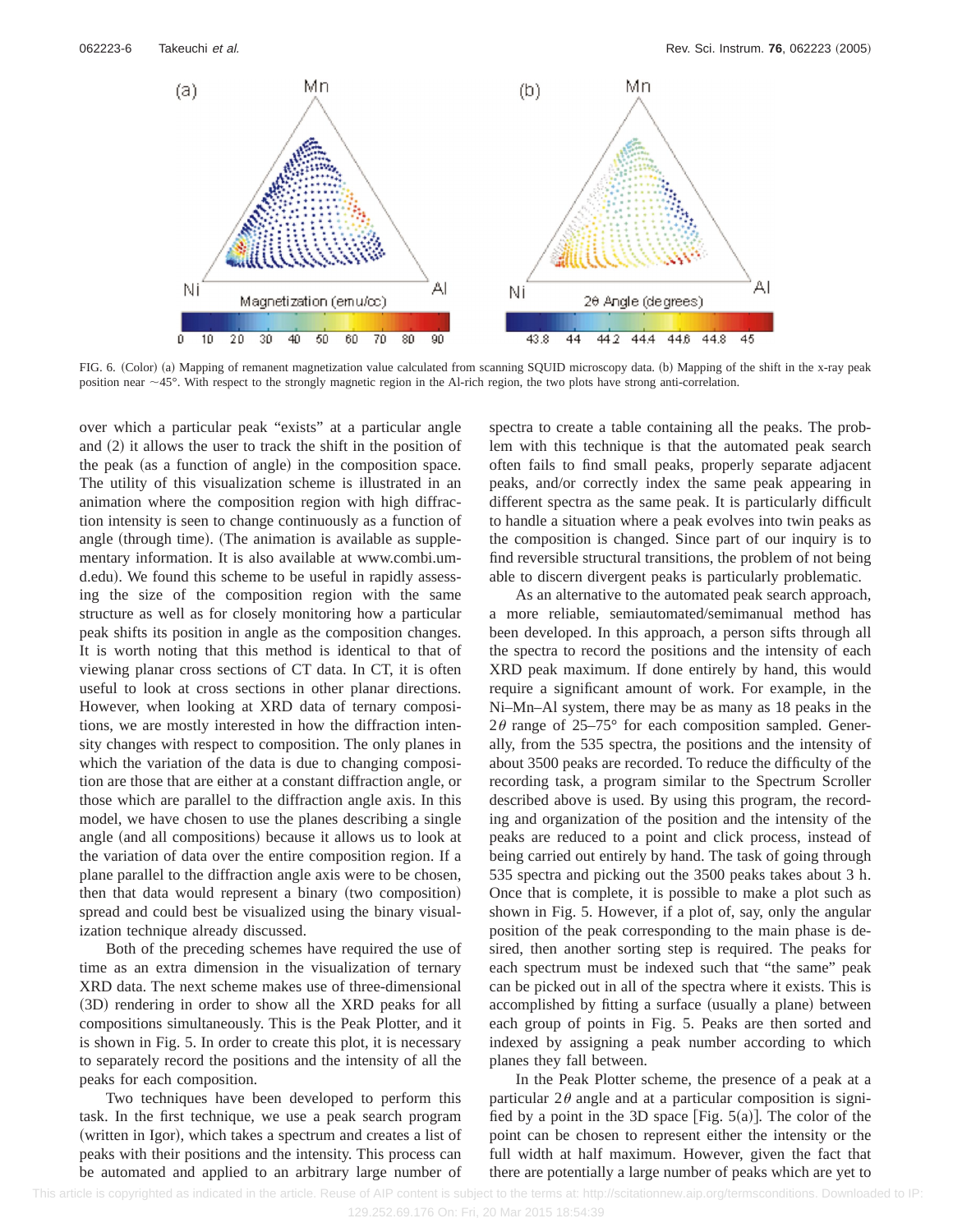FIG. 6. (Color) (a) Mapping of remanent magnetization value calculated from scanning SQUID microscopy data. (b) Mapping of the shift in the x-ray peak position near ~45°. With respect to the strongly magnetic region in the Al-rich region, the two plots have strong anti-correlation.

over which a particular peak "exists" at a particular angle and (2) it allows the user to track the shift in the position of the peak (as a function of angle) in the composition space. The utility of this visualization scheme is illustrated in an animation where the composition region with high diffraction intensity is seen to change continuously as a function of angle (through time). (The animation is available as supplementary information. It is also available at www.combi.umd.edu). We found this scheme to be useful in rapidly assessing the size of the composition region with the same structure as well as for closely monitoring how a particular peak shifts its position in angle as the composition changes. It is worth noting that this method is identical to that of viewing planar cross sections of CT data. In CT, it is often useful to look at cross sections in other planar directions. However, when looking at XRD data of ternary compositions, we are mostly interested in how the diffraction intensity changes with respect to composition. The only planes in which the variation of the data is due to changing composition are those that are either at a constant diffraction angle, or those which are parallel to the diffraction angle axis. In this model, we have chosen to use the planes describing a single angle (and all compositions) because it allows us to look at the variation of data over the entire composition region. If a plane parallel to the diffraction angle axis were to be chosen, then that data would represent a binary (two composition) spread and could best be visualized using the binary visualization technique already discussed.

Both of the preceding schemes have required the use of time as an extra dimension in the visualization of ternary XRD data. The next scheme makes use of three-dimensional (3D) rendering in order to show all the XRD peaks for all compositions simultaneously. This is the Peak Plotter, and it is shown in Fig. 5. In order to create this plot, it is necessary to separately record the positions and the intensity of all the peaks for each composition.

Two techniques have been developed to perform this task. In the first technique, we use a peak search program (written in Igor), which takes a spectrum and creates a list of peaks with their positions and the intensity. This process can be automated and applied to an arbitrary large number of spectra to create a table containing all the peaks. The problem with this technique is that the automated peak search often fails to find small peaks, properly separate adjacent peaks, and/or correctly index the same peak appearing in different spectra as the same peak. It is particularly difficult to handle a situation where a peak evolves into twin peaks as the composition is changed. Since part of our inquiry is to find reversible structural transitions, the problem of not being able to discern divergent peaks is particularly problematic.

As an alternative to the automated peak search approach, a more reliable, semiautomated/semimanual method has been developed. In this approach, a person sifts through all the spectra to record the positions and the intensity of each XRD peak maximum. If done entirely by hand, this would require a significant amount of work. For example, in the Ni–Mn–Al system, there may be as many as 18 peaks in the $2\theta$ range of 25–75° for each composition sampled. Generally, from the 535 spectra, the positions and the intensity of about 3500 peaks are recorded. To reduce the difficulty of the recording task, a program similar to the Spectrum Scroller described above is used. By using this program, the recording and organization of the position and the intensity of the peaks are reduced to a point and click process, instead of being carried out entirely by hand. The task of going through 535 spectra and picking out the 3500 peaks takes about 3 h. Once that is complete, it is possible to make a plot such as shown in Fig. 5. However, if a plot of, say, only the angular position of the peak corresponding to the main phase is desired, then another sorting step is required. The peaks for each spectrum must be indexed such that "the same" peak can be picked out in all of the spectra where it exists. This is accomplished by fitting a surface (usually a plane) between each group of points in Fig. 5. Peaks are then sorted and indexed by assigning a peak number according to which planes they fall between.

In the Peak Plotter scheme, the presence of a peak at a particular $2\theta$ angle and at a particular composition is signified by a point in the 3D space [Fig. 5(a)]. The color of the point can be chosen to represent either the intensity or the full width at half maximum. However, given the fact that there are potentially a large number of peaks which are yet to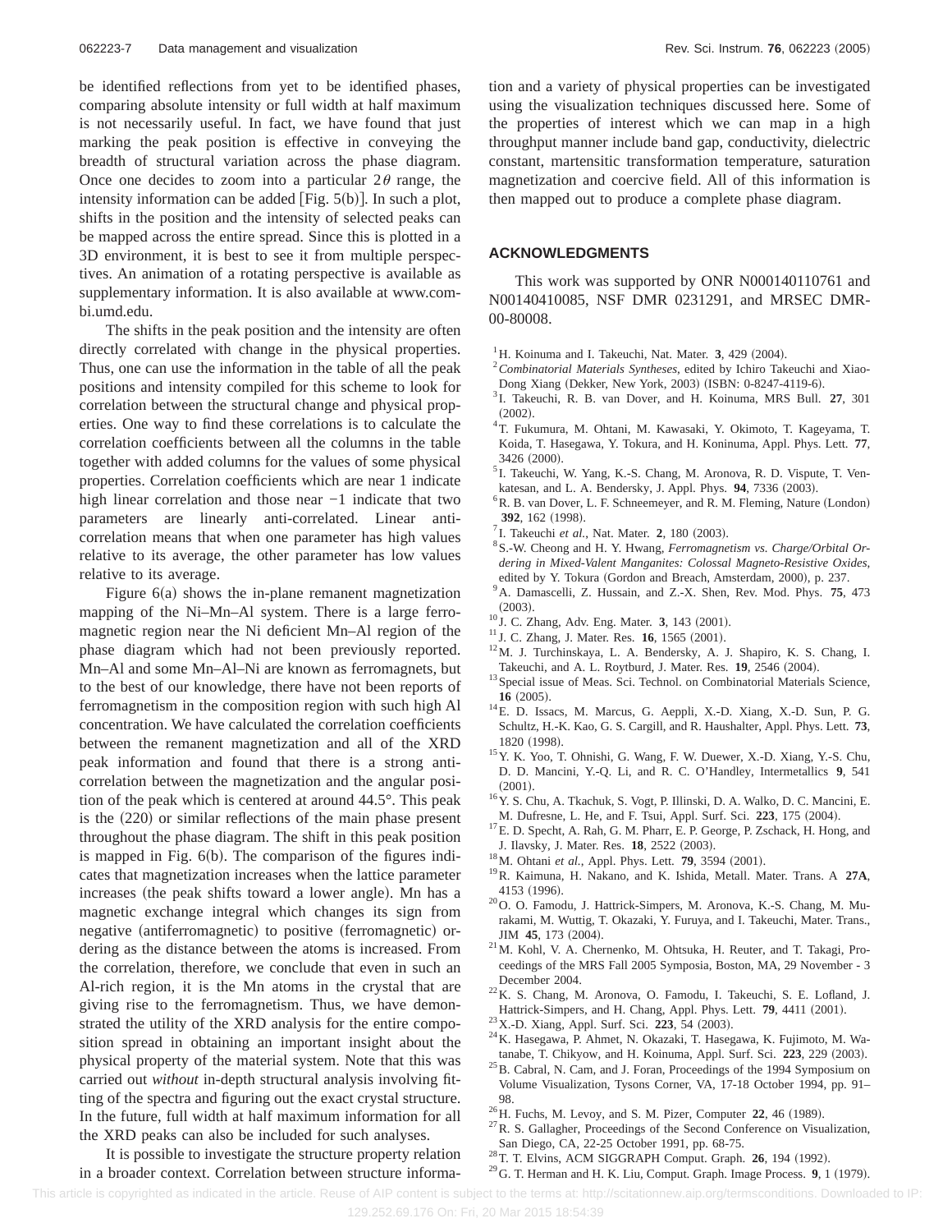be identified reflections from yet to be identified phases, comparing absolute intensity or full width at half maximum is not necessarily useful. In fact, we have found that just marking the peak position is effective in conveying the breadth of structural variation across the phase diagram. Once one decides to zoom into a particular $2\theta$ range, the intensity information can be added [Fig. 5(b)]. In such a plot, shifts in the position and the intensity of selected peaks can be mapped across the entire spread. Since this is plotted in a 3D environment, it is best to see it from multiple perspectives. An animation of a rotating perspective is available as supplementary information. It is also available at www.combi.umd.edu.

The shifts in the peak position and the intensity are often directly correlated with change in the physical properties. Thus, one can use the information in the table of all the peak positions and intensity compiled for this scheme to look for correlation between the structural change and physical properties. One way to find these correlations is to calculate the correlation coefficients between all the columns in the table together with added columns for the values of some physical properties. Correlation coefficients which are near 1 indicate high linear correlation and those near −1 indicate that two parameters are linearly anti-correlated. Linear anti-correlation means that when one parameter has high values relative to its average, the other parameter has low values relative to its average.

Figure 6(a) shows the in-plane remanent magnetization mapping of the Ni–Mn–Al system. There is a large ferromagnetic region near the Ni deficient Mn–Al region of the phase diagram which had not been previously reported. Mn–Al and some Mn–Al–Ni are known as ferromagnets, but to the best of our knowledge, there have not been reports of ferromagnetism in the composition region with such high Al concentration. We have calculated the correlation coefficients between the remanent magnetization and all of the XRD peak information and found that there is a strong anti-correlation between the magnetization and the angular position of the peak which is centered at around 44.5°. This peak is the (220) or similar reflections of the main phase present throughout the phase diagram. The shift in this peak position is mapped in Fig. 6(b). The comparison of the figures indicates that magnetization increases when the lattice parameter increases (the peak shifts toward a lower angle). Mn has a magnetic exchange integral which changes its sign from negative (antiferromagnetic) to positive (ferromagnetic) ordering as the distance between the atoms is increased. From the correlation, therefore, we conclude that even in such an Al-rich region, it is the Mn atoms in the crystal that are giving rise to the ferromagnetism. Thus, we have demonstrated the utility of the XRD analysis for the entire composition spread in obtaining an important insight about the physical property of the material system. Note that this was carried out *without* in-depth structural analysis involving fitting of the spectra and figuring out the exact crystal structure. In the future, full width at half maximum information for all the XRD peaks can also be included for such analyses.

It is possible to investigate the structure property relation in a broader context. Correlation between structure information and a variety of physical properties can be investigated using the visualization techniques discussed here. Some of the properties of interest which we can map in a high throughput manner include band gap, conductivity, dielectric constant, martensitic transformation temperature, saturation magnetization and coercive field. All of this information is then mapped out to produce a complete phase diagram.

## ACKNOWLEDGMENTS

This work was supported by ONR N000140110761 and N00140410085, NSF DMR 0231291, and MRSEC DMR-00-80008.

[1] H. Koinuma and I. Takeuchi, Nat. Mater. **3**, 429 (2004).
[2] *Combinatorial Materials Syntheses*, edited by Ichiro Takeuchi and Xiao-Dong Xiang (Dekker, New York, 2003) (ISBN: 0-8247-4119-6).
[3] I. Takeuchi, R. B. van Dover, and H. Koinuma, MRS Bull. **27**, 301 (2002).
[4] T. Fukumura, M. Ohtani, M. Kawasaki, Y. Okimoto, T. Kageyama, T. Koida, T. Hasegawa, Y. Tokura, and H. Koninuma, Appl. Phys. Lett. **77**, 3426 (2000).
[5] I. Takeuchi, W. Yang, K.-S. Chang, M. Aronova, R. D. Vispute, T. Venkatesan, and L. A. Bendersky, J. Appl. Phys. **94**, 7336 (2003).
[6] R. B. van Dover, L. F. Schneemeyer, and R. M. Fleming, Nature (London) **392**, 162 (1998).
[7] I. Takeuchi *et al.*, Nat. Mater. **2**, 180 (2003).
[8] S.-W. Cheong and H. Y. Hwang, *Ferromagnetism vs. Charge/Orbital Ordering in Mixed-Valent Manganites: Colossal Magneto-Resistive Oxides*, edited by Y. Tokura (Gordon and Breach, Amsterdam, 2000), p. 237.
[9] A. Damascelli, Z. Hussain, and Z.-X. Shen, Rev. Mod. Phys. **75**, 473 (2003).
[10] J. C. Zhang, Adv. Eng. Mater. **3**, 143 (2001).
[11] J. C. Zhang, J. Mater. Res. **16**, 1565 (2001).
[12] M. J. Turchinskaya, L. A. Bendersky, A. J. Shapiro, K. S. Chang, I. Takeuchi, and A. L. Roytburd, J. Mater. Res. **19**, 2546 (2004).
[13] Special issue of Meas. Sci. Technol. on Combinatorial Materials Science, **16** (2005).
[14] E. D. Issacs, M. Marcus, G. Aeppli, X.-D. Xiang, X.-D. Sun, P. G. Schultz, H.-K. Kao, G. S. Cargill, and R. Haushalter, Appl. Phys. Lett. **73**, 1820 (1998).
[15] Y. K. Yoo, T. Ohnishi, G. Wang, F. W. Duewer, X.-D. Xiang, Y.-S. Chu, D. D. Mancini, Y.-Q. Li, and R. C. O'Handley, Intermetallics **9**, 541 (2001).
[16] Y. S. Chu, A. Tkachuk, S. Vogt, P. Illinski, D. A. Walko, D. C. Mancini, E. M. Dufresne, L. He, and F. Tsui, Appl. Surf. Sci. **223**, 175 (2004).
[17] E. D. Specht, A. Rah, G. M. Pharr, E. P. George, P. Zschack, H. Hong, and J. Ilavsky, J. Mater. Res. **18**, 2522 (2003).
[18] M. Ohtani *et al.*, Appl. Phys. Lett. **79**, 3594 (2001).
[19] R. Kaimuna, H. Nakano, and K. Ishida, Metall. Mater. Trans. A **27A**, 4153 (1996).
[20] O. O. Famodu, J. Hattrick-Simpers, M. Aronova, K.-S. Chang, M. Murakami, M. Wuttig, T. Okazaki, Y. Furuya, and I. Takeuchi, Mater. Trans., JIM **45**, 173 (2004).
[21] M. Kohl, V. A. Chernenko, M. Ohtsuka, H. Reuter, and T. Takagi, Proceedings of the MRS Fall 2005 Symposia, Boston, MA, 29 November - 3 December 2004.
[22] K. S. Chang, M. Aronova, O. Famodu, I. Takeuchi, S. E. Lofland, J. Hattrick-Simpers, and H. Chang, Appl. Phys. Lett. **79**, 4411 (2001).
[23] X.-D. Xiang, Appl. Surf. Sci. **223**, 54 (2003).
[24] K. Hasegawa, P. Ahmet, N. Okazaki, T. Hasegawa, K. Fujimoto, M. Watanabe, T. Chikyow, and H. Koinuma, Appl. Surf. Sci. **223**, 229 (2003).
[25] B. Cabral, N. Cam, and J. Foran, Proceedings of the 1994 Symposium on Volume Visualization, Tysons Corner, VA, 17-18 October 1994, pp. 91–98.
[26] H. Fuchs, M. Levoy, and S. M. Pizer, Computer **22**, 46 (1989).
[27] R. S. Gallagher, Proceedings of the Second Conference on Visualization, San Diego, CA, 22-25 October 1991, pp. 68-75.
[28] T. T. Elvins, ACM SIGGRAPH Comput. Graph. **26**, 194 (1992).
[29] G. T. Herman and H. K. Liu, Comput. Graph. Image Process. **9**, 1 (1979).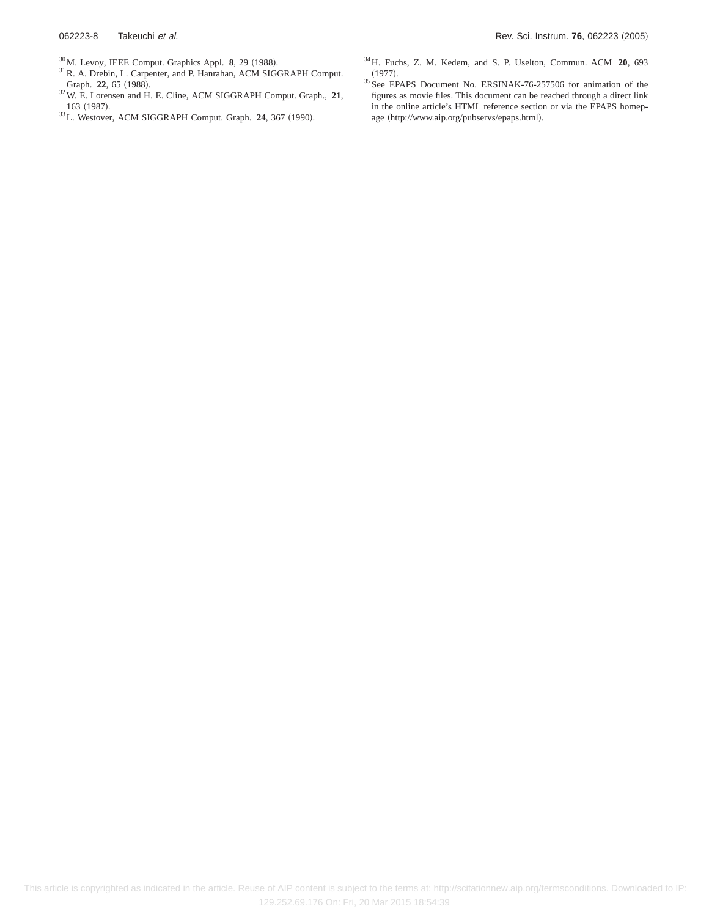[30] M. Levoy, IEEE Comput. Graphics Appl. **8**, 29 (1988).

[31] R. A. Drebin, L. Carpenter, and P. Hanrahan, ACM SIGGRAPH Comput. Graph. **22**, 65 (1988).

[32] W. E. Lorensen and H. E. Cline, ACM SIGGRAPH Comput. Graph., **21**, 163 (1987).

[33] L. Westover, ACM SIGGRAPH Comput. Graph. **24**, 367 (1990).

[34] H. Fuchs, Z. M. Kedem, and S. P. Uselton, Commun. ACM **20**, 693 (1977).

[35] See EPAPS Document No. ERSINAK-76-257506 for animation of the figures as movie files. This document can be reached through a direct link in the online article's HTML reference section or via the EPAPS homepage (http://www.aip.org/pubservs/epaps.html).